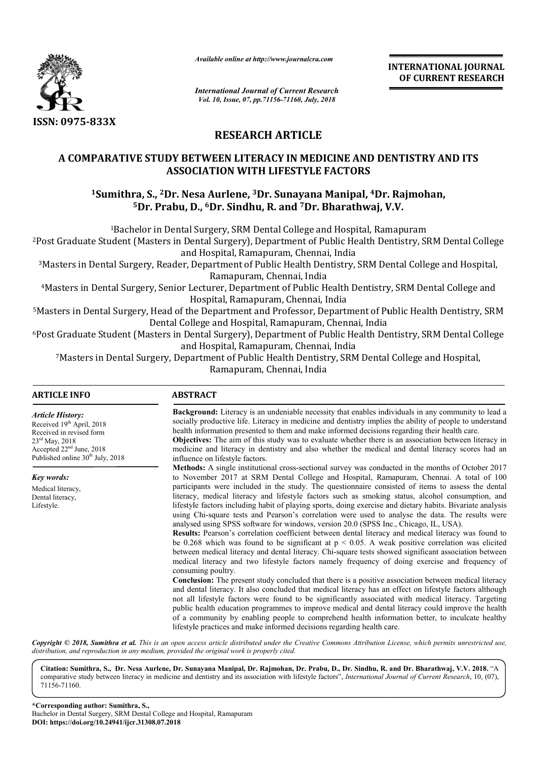ISSN: 0975-833X

*Available online at http://www.journalcra.com*

*International Journal of Current Research*
*Vol. 10, Issue, 07, pp.71156-71160, July, 2018*

**INTERNATIONAL JOURNAL OF CURRENT RESEARCH**

## RESEARCH ARTICLE

# A COMPARATIVE STUDY BETWEEN LITERACY IN MEDICINE AND DENTISTRY AND ITS ASSOCIATION WITH LIFESTYLE FACTORS

**[1]Sumithra, S., [2]Dr. Nesa Aurlene, [3]Dr. Sunayana Manipal, [4]Dr. Rajmohan, [5]Dr. Prabu, D., [6]Dr. Sindhu, R. and [7]Dr. Bharathwaj, V.V.**

[1]Bachelor in Dental Surgery, SRM Dental College and Hospital, Ramapuram

[2]Post Graduate Student (Masters in Dental Surgery), Department of Public Health Dentistry, SRM Dental College and Hospital, Ramapuram, Chennai, India

[3]Masters in Dental Surgery, Reader, Department of Public Health Dentistry, SRM Dental College and Hospital, Ramapuram, Chennai, India

[4]Masters in Dental Surgery, Senior Lecturer, Department of Public Health Dentistry, SRM Dental College and Hospital, Ramapuram, Chennai, India

[5]Masters in Dental Surgery, Head of the Department and Professor, Department of Public Health Dentistry, SRM Dental College and Hospital, Ramapuram, Chennai, India

[6]Post Graduate Student (Masters in Dental Surgery), Department of Public Health Dentistry, SRM Dental College and Hospital, Ramapuram, Chennai, India

[7]Masters in Dental Surgery, Department of Public Health Dentistry, SRM Dental College and Hospital, Ramapuram, Chennai, India

### ARTICLE INFO

*Article History:*

Received 19th April, 2018
Received in revised form 23rd May, 2018
Accepted 22nd June, 2018
Published online 30th July, 2018

*Key words:*

Medical literacy,
Dental literacy,
Lifestyle.

### ABSTRACT

**Background:** Literacy is an undeniable necessity that enables individuals in any community to lead a socially productive life. Literacy in medicine and dentistry implies the ability of people to understand health information presented to them and make informed decisions regarding their health care.

**Objectives:** The aim of this study was to evaluate whether there is an association between literacy in medicine and literacy in dentistry and also whether the medical and dental literacy scores had an influence on lifestyle factors.

**Methods:** A single institutional cross-sectional survey was conducted in the months of October 2017 to November 2017 at SRM Dental College and Hospital, Ramapuram, Chennai. A total of 100 participants were included in the study. The questionnaire consisted of items to assess the dental literacy, medical literacy and lifestyle factors such as smoking status, alcohol consumption, and lifestyle factors including habit of playing sports, doing exercise and dietary habits. Bivariate analysis using Chi-square tests and Pearson's correlation were used to analyse the data. The results were analysed using SPSS software for windows, version 20.0 (SPSS Inc., Chicago, IL, USA).

**Results:** Pearson's correlation coefficient between dental literacy and medical literacy was found to be 0.268 which was found to be significant at $p < 0.05$. A weak positive correlation was elicited between medical literacy and dental literacy. Chi-square tests showed significant association between medical literacy and two lifestyle factors namely frequency of doing exercise and frequency of consuming poultry.

**Conclusion:** The present study concluded that there is a positive association between medical literacy and dental literacy. It also concluded that medical literacy has an effect on lifestyle factors although not all lifestyle factors were found to be significantly associated with medical literacy. Targeting public health education programmes to improve medical and dental literacy could improve the health of a community by enabling people to comprehend health information better, to inculcate healthy lifestyle practices and make informed decisions regarding health care.

*Copyright © 2018, Sumithra et al. This is an open access article distributed under the Creative Commons Attribution License, which permits unrestricted use, distribution, and reproduction in any medium, provided the original work is properly cited.*

**Citation: Sumithra, S., Dr. Nesa Aurlene, Dr. Sunayana Manipal, Dr. Rajmohan, Dr. Prabu, D., Dr. Sindhu, R. and Dr. Bharathwaj, V.V. 2018.** "A comparative study between literacy in medicine and dentistry and its association with lifestyle factors", *International Journal of Current Research*, 10, (07), 71156-71160.

**\*Corresponding author: Sumithra, S.,**
Bachelor in Dental Surgery, SRM Dental College and Hospital, Ramapuram
**DOI: https://doi.org/10.24941/ijcr.31308.07.2018**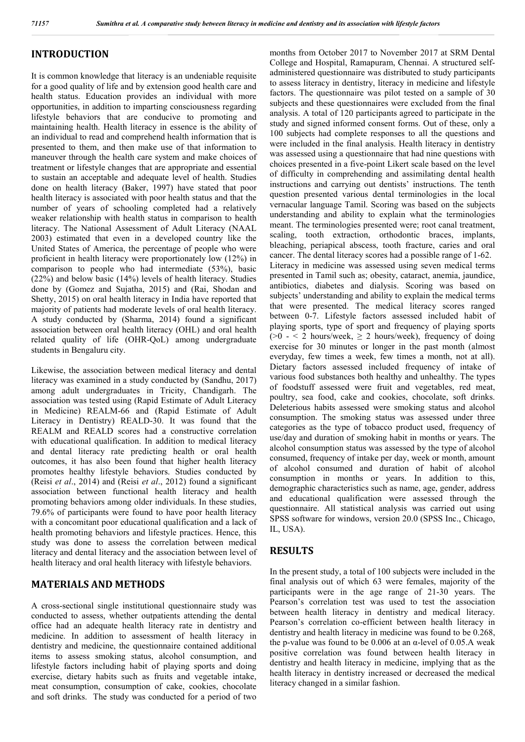## INTRODUCTION

It is common knowledge that literacy is an undeniable requisite for a good quality of life and by extension good health care and health status. Education provides an individual with more opportunities, in addition to imparting consciousness regarding lifestyle behaviors that are conducive to promoting and maintaining health. Health literacy in essence is the ability of an individual to read and comprehend health information that is presented to them, and then make use of that information to maneuver through the health care system and make choices of treatment or lifestyle changes that are appropriate and essential to sustain an acceptable and adequate level of health. Studies done on health literacy (Baker, 1997) have stated that poor health literacy is associated with poor health status and that the number of years of schooling completed had a relatively weaker relationship with health status in comparison to health literacy. The National Assessment of Adult Literacy (NAAL 2003) estimated that even in a developed country like the United States of America, the percentage of people who were proficient in health literacy were proportionately low (12%) in comparison to people who had intermediate (53%), basic (22%) and below basic (14%) levels of health literacy. Studies done by (Gomez and Sujatha, 2015) and (Rai, Shodan and Shetty, 2015) on oral health literacy in India have reported that majority of patients had moderate levels of oral health literacy. A study conducted by (Sharma, 2014) found a significant association between oral health literacy (OHL) and oral health related quality of life (OHR-QoL) among undergraduate students in Bengaluru city.

Likewise, the association between medical literacy and dental literacy was examined in a study conducted by (Sandhu, 2017) among adult undergraduates in Tricity, Chandigarh. The association was tested using (Rapid Estimate of Adult Literacy in Medicine) REALM-66 and (Rapid Estimate of Adult Literacy in Dentistry) REALD-30. It was found that the REALM and REALD scores had a constructive correlation with educational qualification. In addition to medical literacy and dental literacy rate predicting health or oral health outcomes, it has also been found that higher health literacy promotes healthy lifestyle behaviors. Studies conducted by (Reisi *et al*., 2014) and (Reisi *et al*., 2012) found a significant association between functional health literacy and health promoting behaviors among older individuals. In these studies, 79.6% of participants were found to have poor health literacy with a concomitant poor educational qualification and a lack of health promoting behaviors and lifestyle practices. Hence, this study was done to assess the correlation between medical literacy and dental literacy and the association between level of health literacy and oral health literacy with lifestyle behaviors.

## MATERIALS AND METHODS

A cross-sectional single institutional questionnaire study was conducted to assess, whether outpatients attending the dental office had an adequate health literacy rate in dentistry and medicine. In addition to assessment of health literacy in dentistry and medicine, the questionnaire contained additional items to assess smoking status, alcohol consumption, and lifestyle factors including habit of playing sports and doing exercise, dietary habits such as fruits and vegetable intake, meat consumption, consumption of cake, cookies, chocolate and soft drinks. The study was conducted for a period of two months from October 2017 to November 2017 at SRM Dental College and Hospital, Ramapuram, Chennai. A structured self-administered questionnaire was distributed to study participants to assess literacy in dentistry, literacy in medicine and lifestyle factors. The questionnaire was pilot tested on a sample of 30 subjects and these questionnaires were excluded from the final analysis. A total of 120 participants agreed to participate in the study and signed informed consent forms. Out of these, only a 100 subjects had complete responses to all the questions and were included in the final analysis. Health literacy in dentistry was assessed using a questionnaire that had nine questions with choices presented in a five-point Likert scale based on the level of difficulty in comprehending and assimilating dental health instructions and carrying out dentists' instructions. The tenth question presented various dental terminologies in the local vernacular language Tamil. Scoring was based on the subjects understanding and ability to explain what the terminologies meant. The terminologies presented were; root canal treatment, scaling, tooth extraction, orthodontic braces, implants, bleaching, periapical abscess, tooth fracture, caries and oral cancer. The dental literacy scores had a possible range of 1-62. Literacy in medicine was assessed using seven medical terms presented in Tamil such as; obesity, cataract, anemia, jaundice, antibiotics, diabetes and dialysis. Scoring was based on subjects' understanding and ability to explain the medical terms that were presented. The medical literacy scores ranged between 0-7. Lifestyle factors assessed included habit of playing sports, type of sport and frequency of playing sports ($>0$ - $<2$ hours/week, $\geq 2$ hours/week), frequency of doing exercise for 30 minutes or longer in the past month (almost everyday, few times a week, few times a month, not at all). Dietary factors assessed included frequency of intake of various food substances both healthy and unhealthy. The types of foodstuff assessed were fruit and vegetables, red meat, poultry, sea food, cake and cookies, chocolate, soft drinks. Deleterious habits assessed were smoking status and alcohol consumption. The smoking status was assessed under three categories as the type of tobacco product used, frequency of use/day and duration of smoking habit in months or years. The alcohol consumption status was assessed by the type of alcohol consumed, frequency of intake per day, week or month, amount of alcohol consumed and duration of habit of alcohol consumption in months or years. In addition to this, demographic characteristics such as name, age, gender, address and educational qualification were assessed through the questionnaire. All statistical analysis was carried out using SPSS software for windows, version 20.0 (SPSS Inc., Chicago, IL, USA).

## RESULTS

In the present study, a total of 100 subjects were included in the final analysis out of which 63 were females, majority of the participants were in the age range of 21-30 years. The Pearson's correlation test was used to test the association between health literacy in dentistry and medical literacy. Pearson's correlation co-efficient between health literacy in dentistry and health literacy in medicine was found to be 0.268, the p-value was found to be 0.006 at an $\alpha$-level of 0.05.A weak positive correlation was found between health literacy in dentistry and health literacy in medicine, implying that as the health literacy in dentistry increased or decreased the medical literacy changed in a similar fashion.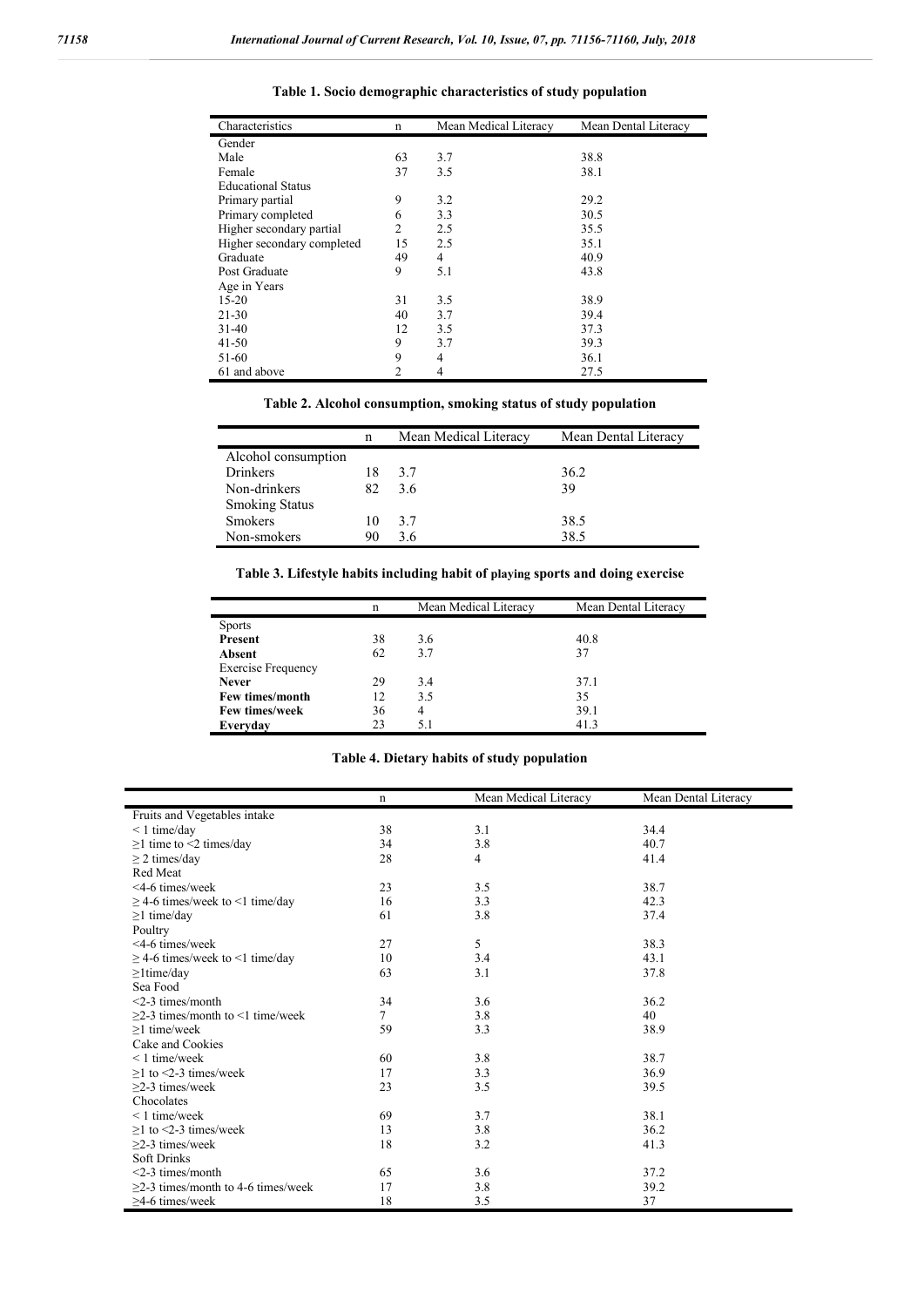**Table 1. Socio demographic characteristics of study population**

| Characteristics | n | Mean Medical Literacy | Mean Dental Literacy |
|---|---|---|---|
| Gender | | | |
| Male | 63 | 3.7 | 38.8 |
| Female | 37 | 3.5 | 38.1 |
| Educational Status | | | |
| Primary partial | 9 | 3.2 | 29.2 |
| Primary completed | 6 | 3.3 | 30.5 |
| Higher secondary partial | 2 | 2.5 | 35.5 |
| Higher secondary completed | 15 | 2.5 | 35.1 |
| Graduate | 49 | 4 | 40.9 |
| Post Graduate | 9 | 5.1 | 43.8 |
| Age in Years | | | |
| 15-20 | 31 | 3.5 | 38.9 |
| 21-30 | 40 | 3.7 | 39.4 |
| 31-40 | 12 | 3.5 | 37.3 |
| 41-50 | 9 | 3.7 | 39.3 |
| 51-60 | 9 | 4 | 36.1 |
| 61 and above | 2 | 4 | 27.5 |

**Table 2. Alcohol consumption, smoking status of study population**

| | n | Mean Medical Literacy | Mean Dental Literacy |
|---|---|---|---|
| Alcohol consumption | | | |
| Drinkers | 18 | 3.7 | 36.2 |
| Non-drinkers | 82 | 3.6 | 39 |
| Smoking Status | | | |
| Smokers | 10 | 3.7 | 38.5 |
| Non-smokers | 90 | 3.6 | 38.5 |

**Table 3. Lifestyle habits including habit of playing sports and doing exercise**

| | n | Mean Medical Literacy | Mean Dental Literacy |
|---|---|---|---|
| Sports | | | |
| **Present** | 38 | 3.6 | 40.8 |
| **Absent** | 62 | 3.7 | 37 |
| Exercise Frequency | | | |
| **Never** | 29 | 3.4 | 37.1 |
| **Few times/month** | 12 | 3.5 | 35 |
| **Few times/week** | 36 | 4 | 39.1 |
| **Everyday** | 23 | 5.1 | 41.3 |

**Table 4. Dietary habits of study population**

| | n | Mean Medical Literacy | Mean Dental Literacy |
|---|---|---|---|
| Fruits and Vegetables intake | | | |
| < 1 time/day | 38 | 3.1 | 34.4 |
| ≥1 time to <2 times/day | 34 | 3.8 | 40.7 |
| ≥ 2 times/day | 28 | 4 | 41.4 |
| Red Meat | | | |
| <4-6 times/week | 23 | 3.5 | 38.7 |
| ≥ 4-6 times/week to <1 time/day | 16 | 3.3 | 42.3 |
| ≥1 time/day | 61 | 3.8 | 37.4 |
| Poultry | | | |
| <4-6 times/week | 27 | 5 | 38.3 |
| ≥ 4-6 times/week to <1 time/day | 10 | 3.4 | 43.1 |
| ≥1time/day | 63 | 3.1 | 37.8 |
| Sea Food | | | |
| <2-3 times/month | 34 | 3.6 | 36.2 |
| ≥2-3 times/month to <1 time/week | 7 | 3.8 | 40 |
| ≥1 time/week | 59 | 3.3 | 38.9 |
| Cake and Cookies | | | |
| < 1 time/week | 60 | 3.8 | 38.7 |
| ≥1 to <2-3 times/week | 17 | 3.3 | 36.9 |
| ≥2-3 times/week | 23 | 3.5 | 39.5 |
| Chocolates | | | |
| < 1 time/week | 69 | 3.7 | 38.1 |
| ≥1 to <2-3 times/week | 13 | 3.8 | 36.2 |
| ≥2-3 times/week | 18 | 3.2 | 41.3 |
| Soft Drinks | | | |
| <2-3 times/month | 65 | 3.6 | 37.2 |
| ≥2-3 times/month to 4-6 times/week | 17 | 3.8 | 39.2 |
| ≥4-6 times/week | 18 | 3.5 | 37 |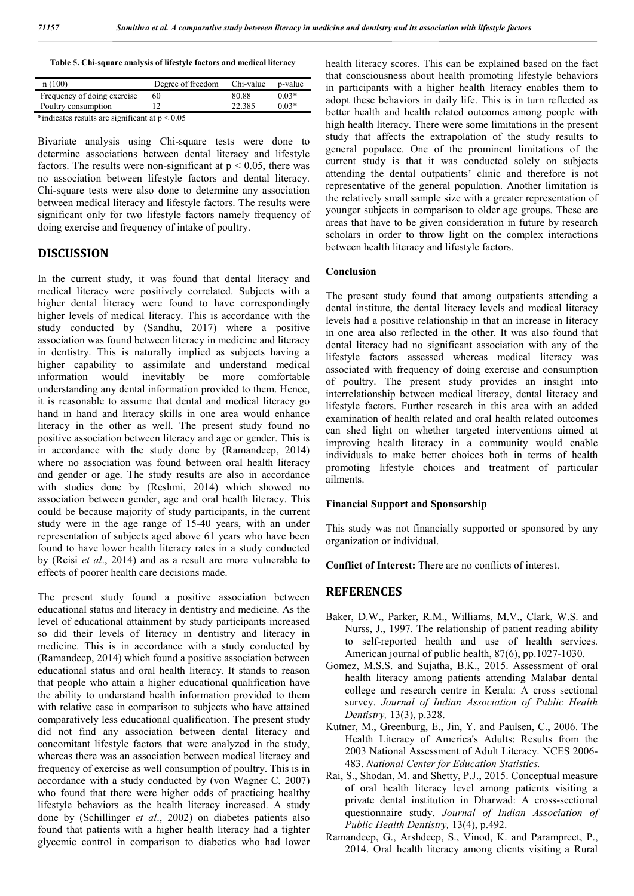**Table 5. Chi-square analysis of lifestyle factors and medical literacy**

| n (100) | Degree of freedom | Chi-value | p-value |
|---|---|---|---|
| Frequency of doing exercise | 60 | 80.88 | 0.03* |
| Poultry consumption | 12 | 22.385 | 0.03* |

*indicates results are significant at $p < 0.05$

Bivariate analysis using Chi-square tests were done to determine associations between dental literacy and lifestyle factors. The results were non-significant at $p < 0.05$, there was no association between lifestyle factors and dental literacy. Chi-square tests were also done to determine any association between medical literacy and lifestyle factors. The results were significant only for two lifestyle factors namely frequency of doing exercise and frequency of intake of poultry.

## DISCUSSION

In the current study, it was found that dental literacy and medical literacy were positively correlated. Subjects with a higher dental literacy were found to have correspondingly higher levels of medical literacy. This is accordance with the study conducted by (Sandhu, 2017) where a positive association was found between literacy in medicine and literacy in dentistry. This is naturally implied as subjects having a higher capability to assimilate and understand medical information would inevitably be more comfortable understanding any dental information provided to them. Hence, it is reasonable to assume that dental and medical literacy go hand in hand and literacy skills in one area would enhance literacy in the other as well. The present study found no positive association between literacy and age or gender. This is in accordance with the study done by (Ramandeep, 2014) where no association was found between oral health literacy and gender or age. The study results are also in accordance with studies done by (Reshmi, 2014) which showed no association between gender, age and oral health literacy. This could be because majority of study participants, in the current study were in the age range of 15-40 years, with an under representation of subjects aged above 61 years who have been found to have lower health literacy rates in a study conducted by (Reisi *et al*., 2014) and as a result are more vulnerable to effects of poorer health care decisions made.

The present study found a positive association between educational status and literacy in dentistry and medicine. As the level of educational attainment by study participants increased so did their levels of literacy in dentistry and literacy in medicine. This is in accordance with a study conducted by (Ramandeep, 2014) which found a positive association between educational status and oral health literacy. It stands to reason that people who attain a higher educational qualification have the ability to understand health information provided to them with relative ease in comparison to subjects who have attained comparatively less educational qualification. The present study did not find any association between dental literacy and concomitant lifestyle factors that were analyzed in the study, whereas there was an association between medical literacy and frequency of exercise as well consumption of poultry. This is in accordance with a study conducted by (von Wagner C, 2007) who found that there were higher odds of practicing healthy lifestyle behaviors as the health literacy increased. A study done by (Schillinger *et al*., 2002) on diabetes patients also found that patients with a higher health literacy had a tighter glycemic control in comparison to diabetics who had lower health literacy scores. This can be explained based on the fact that consciousness about health promoting lifestyle behaviors in participants with a higher health literacy enables them to adopt these behaviors in daily life. This is in turn reflected as better health and health related outcomes among people with high health literacy. There were some limitations in the present study that affects the extrapolation of the study results to general populace. One of the prominent limitations of the current study is that it was conducted solely on subjects attending the dental outpatients' clinic and therefore is not representative of the general population. Another limitation is the relatively small sample size with a greater representation of younger subjects in comparison to older age groups. These are areas that have to be given consideration in future by research scholars in order to throw light on the complex interactions between health literacy and lifestyle factors.

### Conclusion

The present study found that among outpatients attending a dental institute, the dental literacy levels and medical literacy levels had a positive relationship in that an increase in literacy in one area also reflected in the other. It was also found that dental literacy had no significant association with any of the lifestyle factors assessed whereas medical literacy was associated with frequency of doing exercise and consumption of poultry. The present study provides an insight into interrelationship between medical literacy, dental literacy and lifestyle factors. Further research in this area with an added examination of health related and oral health related outcomes can shed light on whether targeted interventions aimed at improving health literacy in a community would enable individuals to make better choices both in terms of health promoting lifestyle choices and treatment of particular ailments.

### Financial Support and Sponsorship

This study was not financially supported or sponsored by any organization or individual.

**Conflict of Interest:** There are no conflicts of interest.

## REFERENCES

Baker, D.W., Parker, R.M., Williams, M.V., Clark, W.S. and Nurss, J., 1997. The relationship of patient reading ability to self-reported health and use of health services. American journal of public health, 87(6), pp.1027-1030.

Gomez, M.S.S. and Sujatha, B.K., 2015. Assessment of oral health literacy among patients attending Malabar dental college and research centre in Kerala: A cross sectional survey. *Journal of Indian Association of Public Health Dentistry,* 13(3), p.328.

Kutner, M., Greenburg, E., Jin, Y. and Paulsen, C., 2006. The Health Literacy of America's Adults: Results from the 2003 National Assessment of Adult Literacy. NCES 2006-483. *National Center for Education Statistics.*

Rai, S., Shodan, M. and Shetty, P.J., 2015. Conceptual measure of oral health literacy level among patients visiting a private dental institution in Dharwad: A cross-sectional questionnaire study. *Journal of Indian Association of Public Health Dentistry,* 13(4), p.492.

Ramandeep, G., Arshdeep, S., Vinod, K. and Parampreet, P., 2014. Oral health literacy among clients visiting a Rural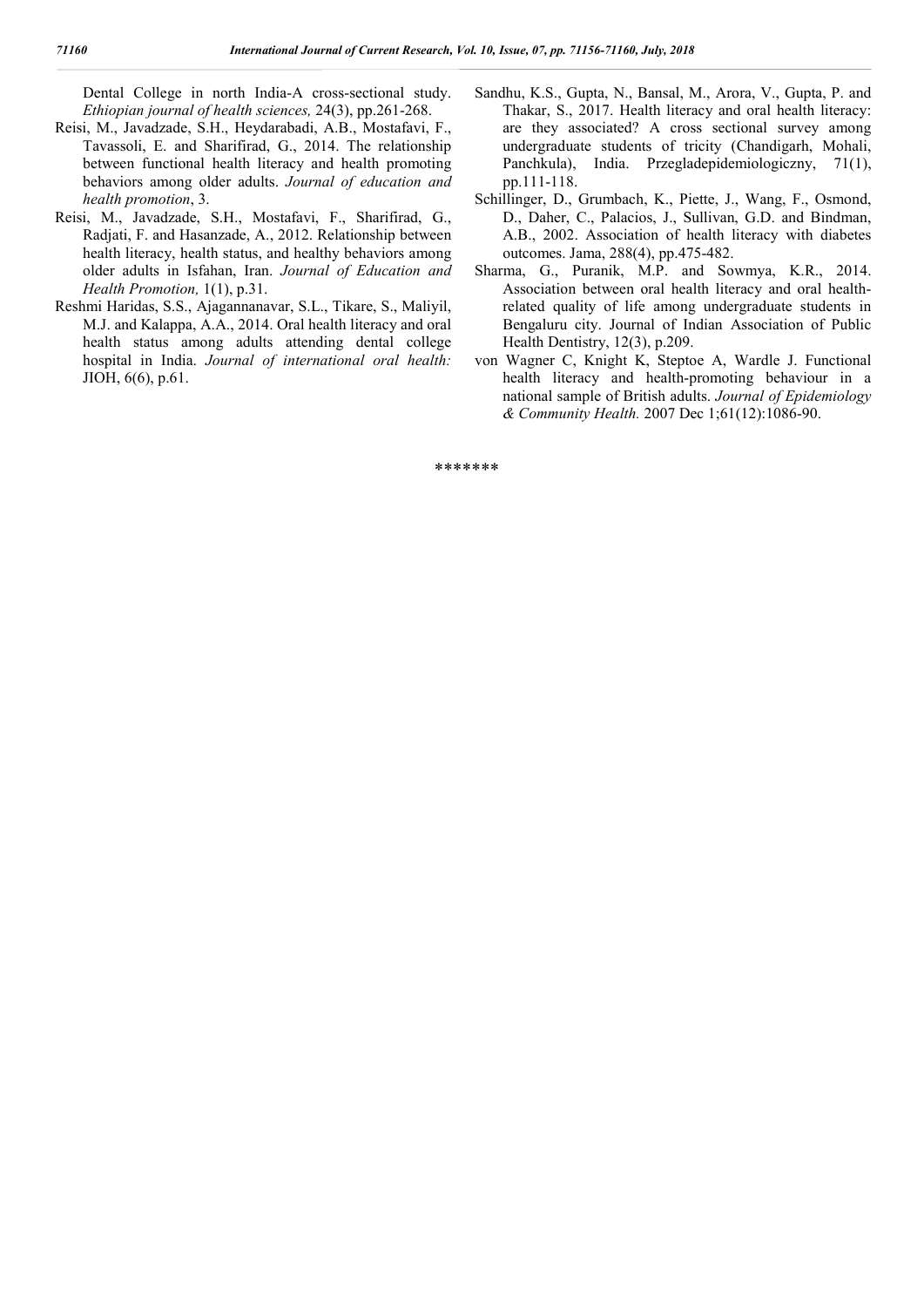Dental College in north India-A cross-sectional study. *Ethiopian journal of health sciences,* 24(3), pp.261-268.

Reisi, M., Javadzade, S.H., Heydarabadi, A.B., Mostafavi, F., Tavassoli, E. and Sharifirad, G., 2014. The relationship between functional health literacy and health promoting behaviors among older adults. *Journal of education and health promotion*, 3.

Reisi, M., Javadzade, S.H., Mostafavi, F., Sharifirad, G., Radjati, F. and Hasanzade, A., 2012. Relationship between health literacy, health status, and healthy behaviors among older adults in Isfahan, Iran. *Journal of Education and Health Promotion,* 1(1), p.31.

Reshmi Haridas, S.S., Ajagannanavar, S.L., Tikare, S., Maliyil, M.J. and Kalappa, A.A., 2014. Oral health literacy and oral health status among adults attending dental college hospital in India. *Journal of international oral health:* JIOH, 6(6), p.61.

Sandhu, K.S., Gupta, N., Bansal, M., Arora, V., Gupta, P. and Thakar, S., 2017. Health literacy and oral health literacy: are they associated? A cross sectional survey among undergraduate students of tricity (Chandigarh, Mohali, Panchkula), India. Przegladepidemiologiczny, 71(1), pp.111-118.

Schillinger, D., Grumbach, K., Piette, J., Wang, F., Osmond, D., Daher, C., Palacios, J., Sullivan, G.D. and Bindman, A.B., 2002. Association of health literacy with diabetes outcomes. Jama, 288(4), pp.475-482.

Sharma, G., Puranik, M.P. and Sowmya, K.R., 2014. Association between oral health literacy and oral health-related quality of life among undergraduate students in Bengaluru city. Journal of Indian Association of Public Health Dentistry, 12(3), p.209.

von Wagner C, Knight K, Steptoe A, Wardle J. Functional health literacy and health-promoting behaviour in a national sample of British adults. *Journal of Epidemiology & Community Health.* 2007 Dec 1;61(12):1086-90.

*******